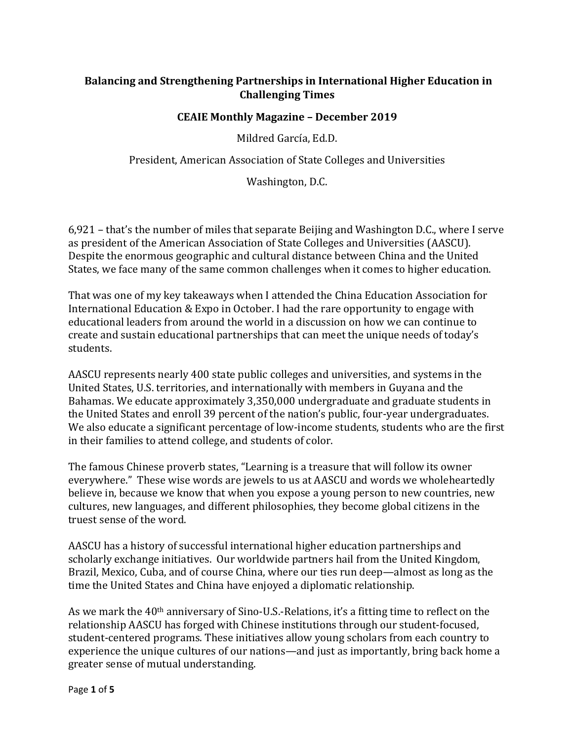# Balancing and Strengthening Partnerships in International Higher Education in Challenging Times

**CEAIE Monthly Magazine – December 2019**

Mildred García, Ed.D.

President, American Association of State Colleges and Universities

Washington, D.C.

6,921 – that's the number of miles that separate Beijing and Washington D.C., where I serve as president of the American Association of State Colleges and Universities (AASCU). Despite the enormous geographic and cultural distance between China and the United States, we face many of the same common challenges when it comes to higher education.

That was one of my key takeaways when I attended the China Education Association for International Education & Expo in October. I had the rare opportunity to engage with educational leaders from around the world in a discussion on how we can continue to create and sustain educational partnerships that can meet the unique needs of today's students.

AASCU represents nearly 400 state public colleges and universities, and systems in the United States, U.S. territories, and internationally with members in Guyana and the Bahamas. We educate approximately 3,350,000 undergraduate and graduate students in the United States and enroll 39 percent of the nation's public, four-year undergraduates. We also educate a significant percentage of low-income students, students who are the first in their families to attend college, and students of color.

The famous Chinese proverb states, "Learning is a treasure that will follow its owner everywhere." These wise words are jewels to us at AASCU and words we wholeheartedly believe in, because we know that when you expose a young person to new countries, new cultures, new languages, and different philosophies, they become global citizens in the truest sense of the word.

AASCU has a history of successful international higher education partnerships and scholarly exchange initiatives. Our worldwide partners hail from the United Kingdom, Brazil, Mexico, Cuba, and of course China, where our ties run deep—almost as long as the time the United States and China have enjoyed a diplomatic relationship.

As we mark the 40th anniversary of Sino-U.S.-Relations, it's a fitting time to reflect on the relationship AASCU has forged with Chinese institutions through our student-focused, student-centered programs. These initiatives allow young scholars from each country to experience the unique cultures of our nations—and just as importantly, bring back home a greater sense of mutual understanding.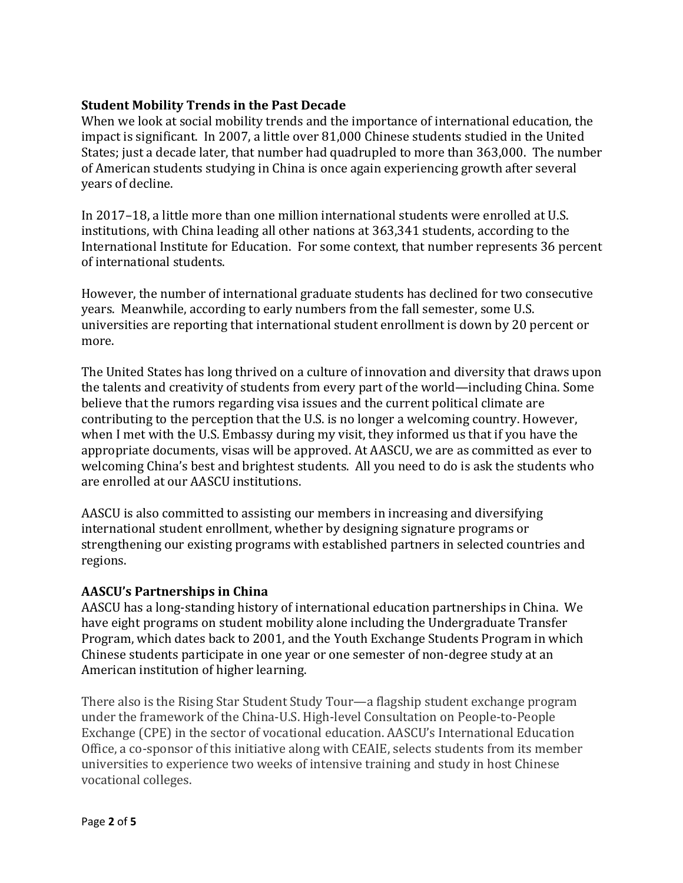**Student Mobility Trends in the Past Decade**

When we look at social mobility trends and the importance of international education, the impact is significant. In 2007, a little over 81,000 Chinese students studied in the United States; just a decade later, that number had quadrupled to more than 363,000. The number of American students studying in China is once again experiencing growth after several years of decline.

In 2017–18, a little more than one million international students were enrolled at U.S. institutions, with China leading all other nations at 363,341 students, according to the International Institute for Education. For some context, that number represents 36 percent of international students.

However, the number of international graduate students has declined for two consecutive years. Meanwhile, according to early numbers from the fall semester, some U.S. universities are reporting that international student enrollment is down by 20 percent or more.

The United States has long thrived on a culture of innovation and diversity that draws upon the talents and creativity of students from every part of the world—including China. Some believe that the rumors regarding visa issues and the current political climate are contributing to the perception that the U.S. is no longer a welcoming country. However, when I met with the U.S. Embassy during my visit, they informed us that if you have the appropriate documents, visas will be approved. At AASCU, we are as committed as ever to welcoming China's best and brightest students. All you need to do is ask the students who are enrolled at our AASCU institutions.

AASCU is also committed to assisting our members in increasing and diversifying international student enrollment, whether by designing signature programs or strengthening our existing programs with established partners in selected countries and regions.

**AASCU's Partnerships in China**

AASCU has a long-standing history of international education partnerships in China. We have eight programs on student mobility alone including the Undergraduate Transfer Program, which dates back to 2001, and the Youth Exchange Students Program in which Chinese students participate in one year or one semester of non-degree study at an American institution of higher learning.

There also is the Rising Star Student Study Tour—a flagship student exchange program under the framework of the China-U.S. High-level Consultation on People-to-People Exchange (CPE) in the sector of vocational education. AASCU's International Education Office, a co-sponsor of this initiative along with CEAIE, selects students from its member universities to experience two weeks of intensive training and study in host Chinese vocational colleges.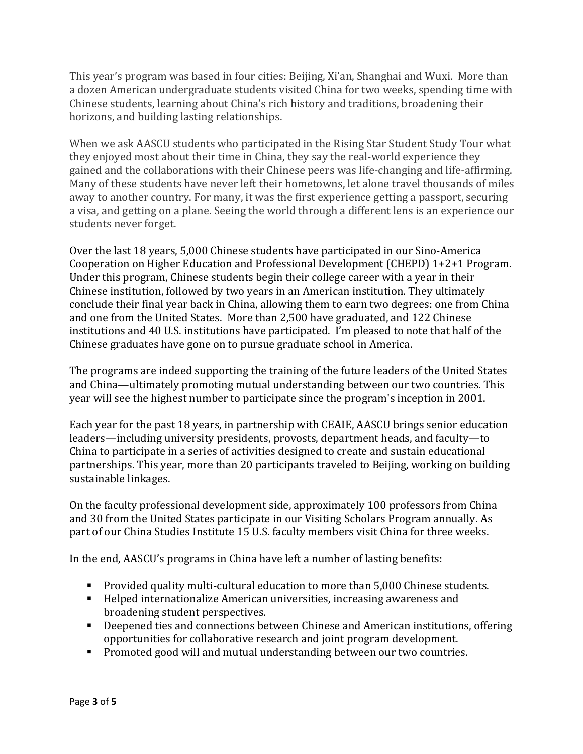This year's program was based in four cities: Beijing, Xi'an, Shanghai and Wuxi. More than a dozen American undergraduate students visited China for two weeks, spending time with Chinese students, learning about China's rich history and traditions, broadening their horizons, and building lasting relationships.

When we ask AASCU students who participated in the Rising Star Student Study Tour what they enjoyed most about their time in China, they say the real-world experience they gained and the collaborations with their Chinese peers was life-changing and life-affirming. Many of these students have never left their hometowns, let alone travel thousands of miles away to another country. For many, it was the first experience getting a passport, securing a visa, and getting on a plane. Seeing the world through a different lens is an experience our students never forget.

Over the last 18 years, 5,000 Chinese students have participated in our Sino-America Cooperation on Higher Education and Professional Development (CHEPD) 1+2+1 Program. Under this program, Chinese students begin their college career with a year in their Chinese institution, followed by two years in an American institution. They ultimately conclude their final year back in China, allowing them to earn two degrees: one from China and one from the United States. More than 2,500 have graduated, and 122 Chinese institutions and 40 U.S. institutions have participated. I'm pleased to note that half of the Chinese graduates have gone on to pursue graduate school in America.

The programs are indeed supporting the training of the future leaders of the United States and China—ultimately promoting mutual understanding between our two countries. This year will see the highest number to participate since the program's inception in 2001.

Each year for the past 18 years, in partnership with CEAIE, AASCU brings senior education leaders—including university presidents, provosts, department heads, and faculty—to China to participate in a series of activities designed to create and sustain educational partnerships. This year, more than 20 participants traveled to Beijing, working on building sustainable linkages.

On the faculty professional development side, approximately 100 professors from China and 30 from the United States participate in our Visiting Scholars Program annually. As part of our China Studies Institute 15 U.S. faculty members visit China for three weeks.

In the end, AASCU's programs in China have left a number of lasting benefits:

- Provided quality multi-cultural education to more than 5,000 Chinese students.
- Helped internationalize American universities, increasing awareness and broadening student perspectives.
- Deepened ties and connections between Chinese and American institutions, offering opportunities for collaborative research and joint program development.
- Promoted good will and mutual understanding between our two countries.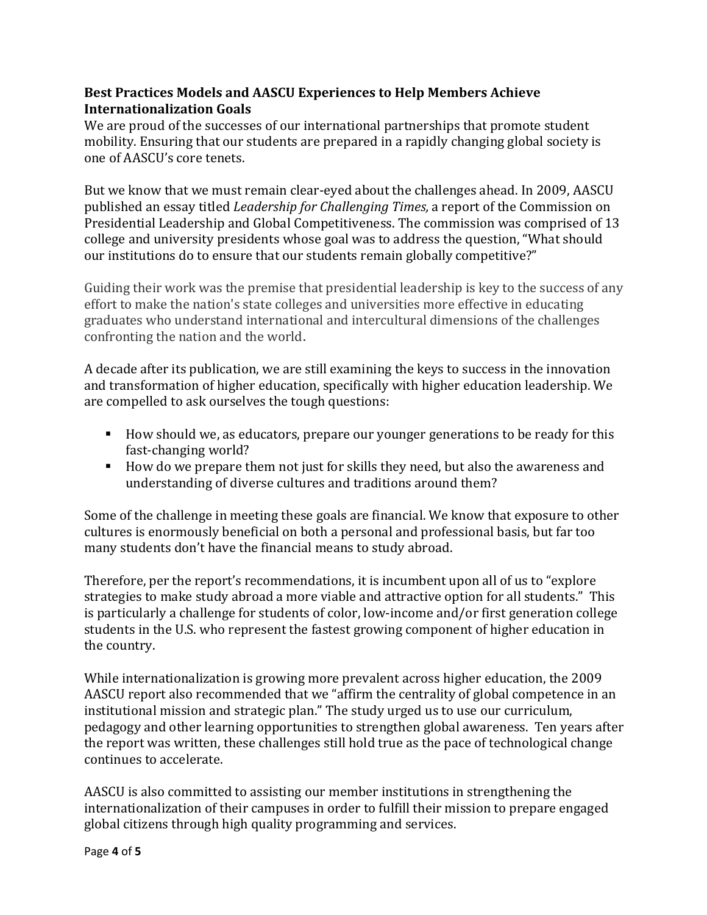**Best Practices Models and AASCU Experiences to Help Members Achieve Internationalization Goals**

We are proud of the successes of our international partnerships that promote student mobility. Ensuring that our students are prepared in a rapidly changing global society is one of AASCU's core tenets.

But we know that we must remain clear-eyed about the challenges ahead. In 2009, AASCU published an essay titled *Leadership for Challenging Times,* a report of the Commission on Presidential Leadership and Global Competitiveness. The commission was comprised of 13 college and university presidents whose goal was to address the question, "What should our institutions do to ensure that our students remain globally competitive?"

Guiding their work was the premise that presidential leadership is key to the success of any effort to make the nation's state colleges and universities more effective in educating graduates who understand international and intercultural dimensions of the challenges confronting the nation and the world.

A decade after its publication, we are still examining the keys to success in the innovation and transformation of higher education, specifically with higher education leadership. We are compelled to ask ourselves the tough questions:

- How should we, as educators, prepare our younger generations to be ready for this fast-changing world?
- How do we prepare them not just for skills they need, but also the awareness and understanding of diverse cultures and traditions around them?

Some of the challenge in meeting these goals are financial. We know that exposure to other cultures is enormously beneficial on both a personal and professional basis, but far too many students don't have the financial means to study abroad.

Therefore, per the report's recommendations, it is incumbent upon all of us to "explore strategies to make study abroad a more viable and attractive option for all students." This is particularly a challenge for students of color, low-income and/or first generation college students in the U.S. who represent the fastest growing component of higher education in the country.

While internationalization is growing more prevalent across higher education, the 2009 AASCU report also recommended that we "affirm the centrality of global competence in an institutional mission and strategic plan." The study urged us to use our curriculum, pedagogy and other learning opportunities to strengthen global awareness. Ten years after the report was written, these challenges still hold true as the pace of technological change continues to accelerate.

AASCU is also committed to assisting our member institutions in strengthening the internationalization of their campuses in order to fulfill their mission to prepare engaged global citizens through high quality programming and services.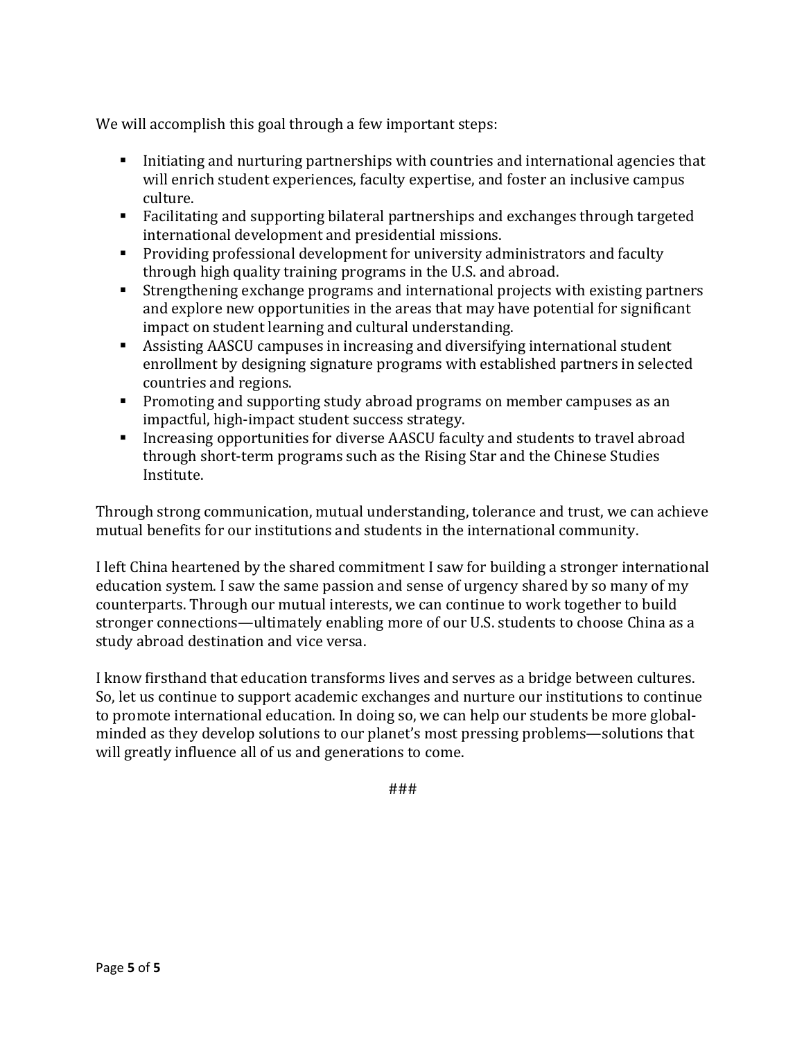We will accomplish this goal through a few important steps:

- Initiating and nurturing partnerships with countries and international agencies that will enrich student experiences, faculty expertise, and foster an inclusive campus culture.
- Facilitating and supporting bilateral partnerships and exchanges through targeted international development and presidential missions.
- Providing professional development for university administrators and faculty through high quality training programs in the U.S. and abroad.
- Strengthening exchange programs and international projects with existing partners and explore new opportunities in the areas that may have potential for significant impact on student learning and cultural understanding.
- Assisting AASCU campuses in increasing and diversifying international student enrollment by designing signature programs with established partners in selected countries and regions.
- Promoting and supporting study abroad programs on member campuses as an impactful, high-impact student success strategy.
- Increasing opportunities for diverse AASCU faculty and students to travel abroad through short-term programs such as the Rising Star and the Chinese Studies Institute.

Through strong communication, mutual understanding, tolerance and trust, we can achieve mutual benefits for our institutions and students in the international community.

I left China heartened by the shared commitment I saw for building a stronger international education system. I saw the same passion and sense of urgency shared by so many of my counterparts. Through our mutual interests, we can continue to work together to build stronger connections—ultimately enabling more of our U.S. students to choose China as a study abroad destination and vice versa.

I know firsthand that education transforms lives and serves as a bridge between cultures. So, let us continue to support academic exchanges and nurture our institutions to continue to promote international education. In doing so, we can help our students be more global-minded as they develop solutions to our planet's most pressing problems—solutions that will greatly influence all of us and generations to come.

###